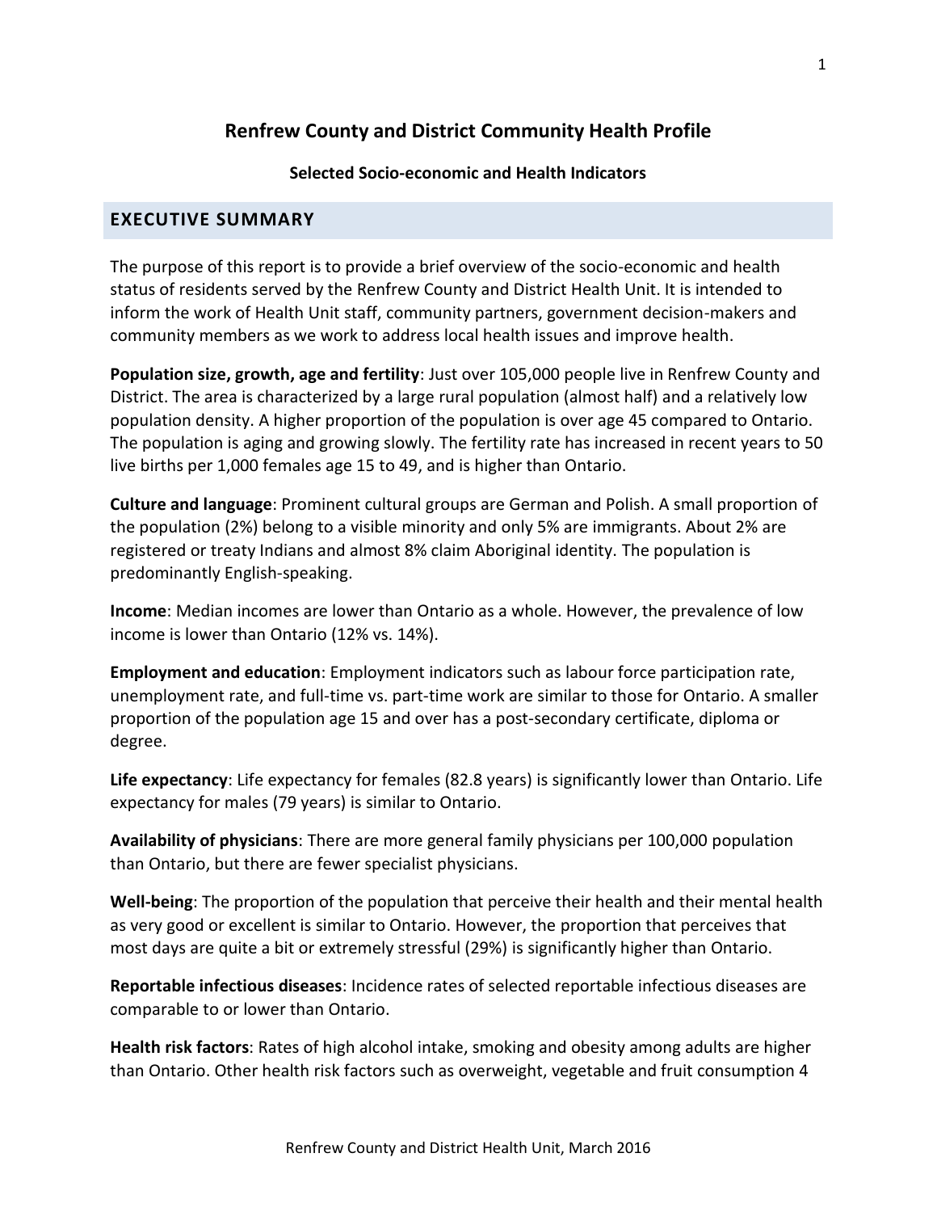# Renfrew County and District Community Health Profile

### Selected Socio-economic and Health Indicators

## EXECUTIVE SUMMARY

The purpose of this report is to provide a brief overview of the socio-economic and health status of residents served by the Renfrew County and District Health Unit. It is intended to inform the work of Health Unit staff, community partners, government decision-makers and community members as we work to address local health issues and improve health.

**Population size, growth, age and fertility**: Just over 105,000 people live in Renfrew County and District. The area is characterized by a large rural population (almost half) and a relatively low population density. A higher proportion of the population is over age 45 compared to Ontario. The population is aging and growing slowly. The fertility rate has increased in recent years to 50 live births per 1,000 females age 15 to 49, and is higher than Ontario.

**Culture and language**: Prominent cultural groups are German and Polish. A small proportion of the population (2%) belong to a visible minority and only 5% are immigrants. About 2% are registered or treaty Indians and almost 8% claim Aboriginal identity. The population is predominantly English-speaking.

**Income**: Median incomes are lower than Ontario as a whole. However, the prevalence of low income is lower than Ontario (12% vs. 14%).

**Employment and education**: Employment indicators such as labour force participation rate, unemployment rate, and full-time vs. part-time work are similar to those for Ontario. A smaller proportion of the population age 15 and over has a post-secondary certificate, diploma or degree.

**Life expectancy**: Life expectancy for females (82.8 years) is significantly lower than Ontario. Life expectancy for males (79 years) is similar to Ontario.

**Availability of physicians**: There are more general family physicians per 100,000 population than Ontario, but there are fewer specialist physicians.

**Well-being**: The proportion of the population that perceive their health and their mental health as very good or excellent is similar to Ontario. However, the proportion that perceives that most days are quite a bit or extremely stressful (29%) is significantly higher than Ontario.

**Reportable infectious diseases**: Incidence rates of selected reportable infectious diseases are comparable to or lower than Ontario.

**Health risk factors**: Rates of high alcohol intake, smoking and obesity among adults are higher than Ontario. Other health risk factors such as overweight, vegetable and fruit consumption 4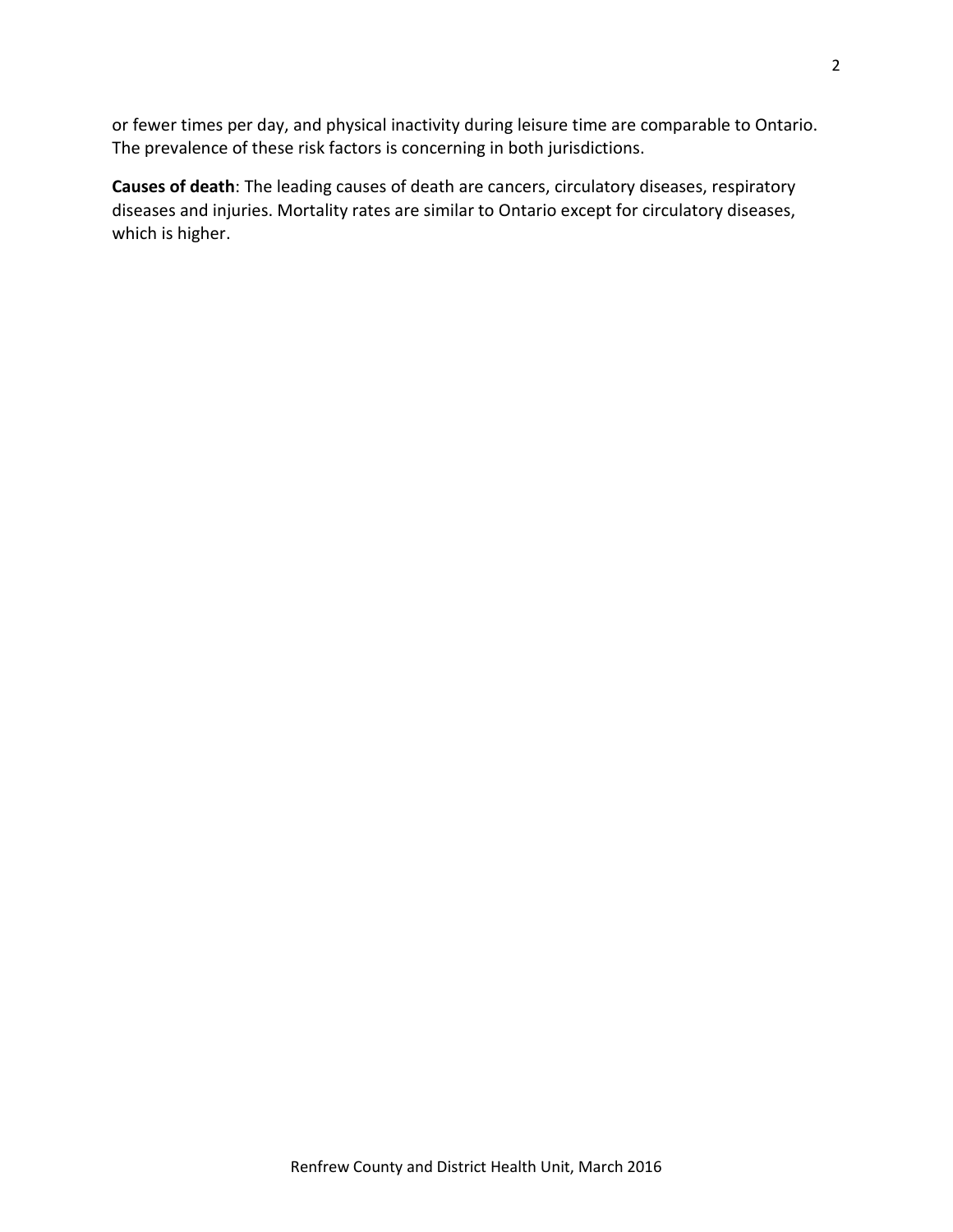or fewer times per day, and physical inactivity during leisure time are comparable to Ontario. The prevalence of these risk factors is concerning in both jurisdictions.

**Causes of death**: The leading causes of death are cancers, circulatory diseases, respiratory diseases and injuries. Mortality rates are similar to Ontario except for circulatory diseases, which is higher.